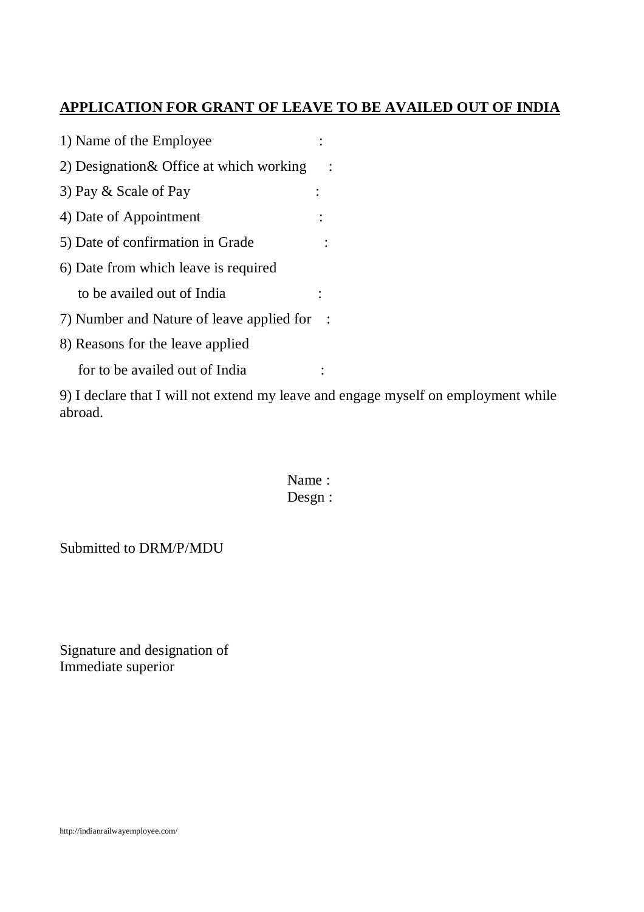**<u>APPLICATION FOR GRANT OF LEAVE TO BE AVAILED OUT OF INDIA</u>**

1) Name of the Employee :

2) Designation& Office at which working :

3) Pay & Scale of Pay :

4) Date of Appointment :

5) Date of confirmation in Grade :

6) Date from which leave is required
   to be availed out of India :

7) Number and Nature of leave applied for :

8) Reasons for the leave applied
   for to be availed out of India :

9) I declare that I will not extend my leave and engage myself on employment while abroad.

Name :
Desgn :

Submitted to DRM/P/MDU

Signature and designation of
Immediate superior

http://indianrailwayemployee.com/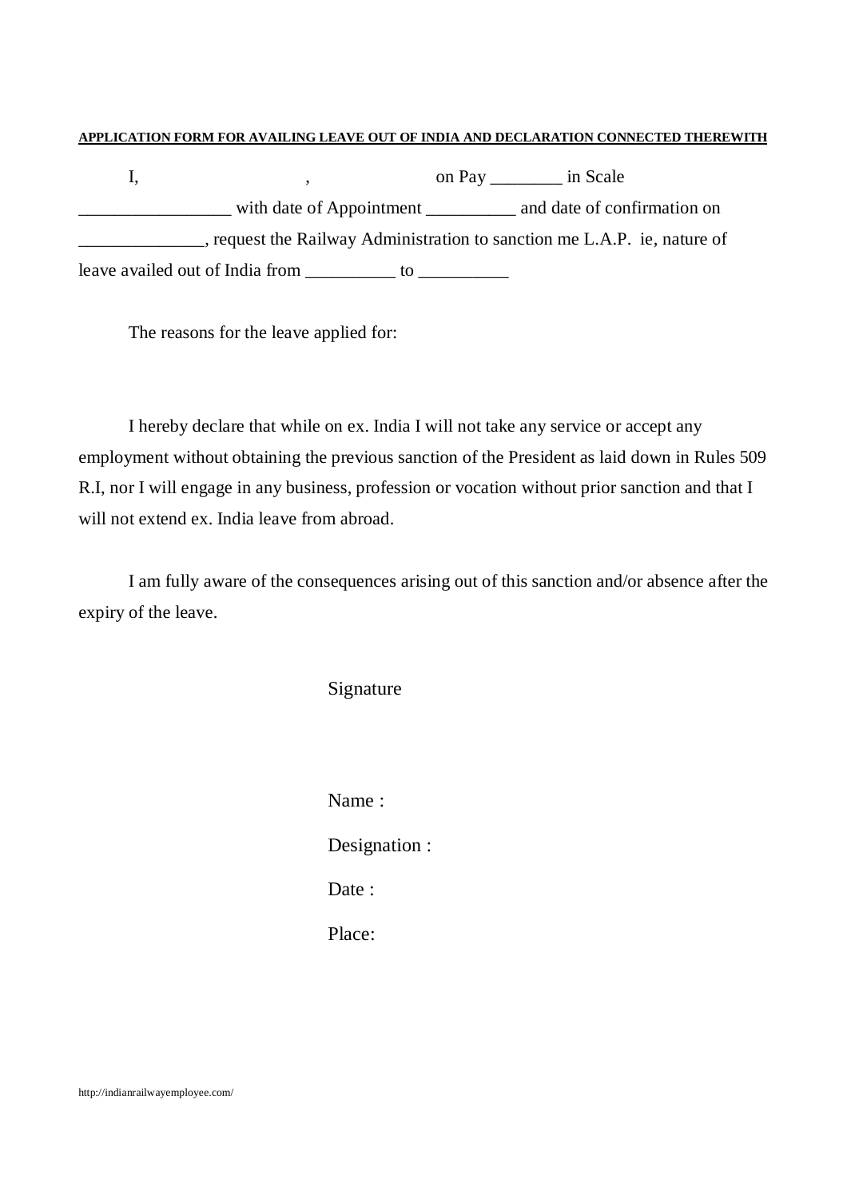**APPLICATION FORM FOR AVAILING LEAVE OUT OF INDIA AND DECLARATION CONNECTED THEREWITH**

I, , on Pay ________ in Scale _________________ with date of Appointment __________ and date of confirmation on ______________, request the Railway Administration to sanction me L.A.P. ie, nature of leave availed out of India from __________ to __________

The reasons for the leave applied for:

I hereby declare that while on ex. India I will not take any service or accept any employment without obtaining the previous sanction of the President as laid down in Rules 509 R.I, nor I will engage in any business, profession or vocation without prior sanction and that I will not extend ex. India leave from abroad.

I am fully aware of the consequences arising out of this sanction and/or absence after the expiry of the leave.

Signature

Name :

Designation :

Date :

Place:

http://indianrailwayemployee.com/